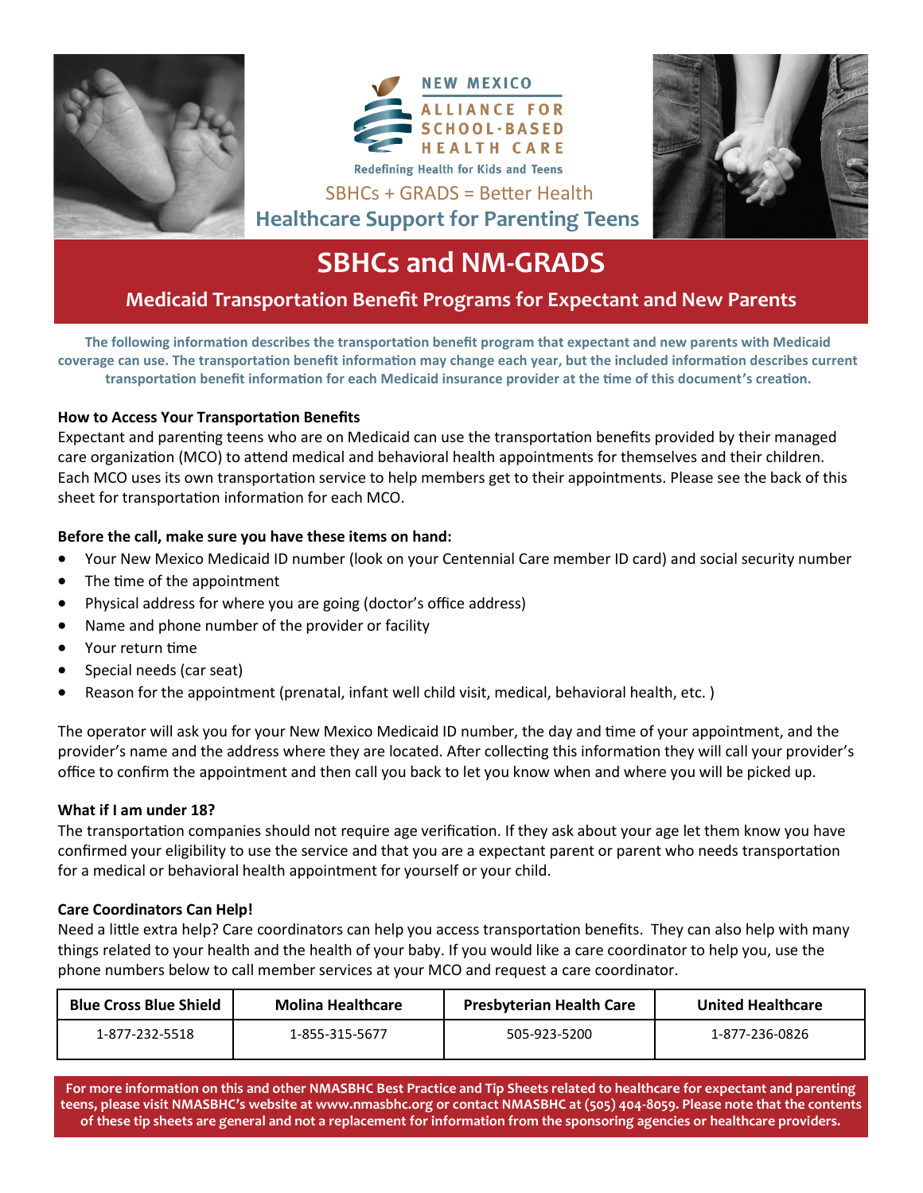NEW MEXICO
ALLIANCE FOR SCHOOL-BASED HEALTH CARE

Redefining Health for Kids and Teens

SBHCs + GRADS = Better Health

**Healthcare Support for Parenting Teens**

# SBHCs and NM-GRADS

## Medicaid Transportation Benefit Programs for Expectant and New Parents

**The following information describes the transportation benefit program that expectant and new parents with Medicaid coverage can use. The transportation benefit information may change each year, but the included information describes current transportation benefit information for each Medicaid insurance provider at the time of this document's creation.**

**How to Access Your Transportation Benefits**

Expectant and parenting teens who are on Medicaid can use the transportation benefits provided by their managed care organization (MCO) to attend medical and behavioral health appointments for themselves and their children. Each MCO uses its own transportation service to help members get to their appointments. Please see the back of this sheet for transportation information for each MCO.

**Before the call, make sure you have these items on hand:**

- Your New Mexico Medicaid ID number (look on your Centennial Care member ID card) and social security number
- The time of the appointment
- Physical address for where you are going (doctor's office address)
- Name and phone number of the provider or facility
- Your return time
- Special needs (car seat)
- Reason for the appointment (prenatal, infant well child visit, medical, behavioral health, etc. )

The operator will ask you for your New Mexico Medicaid ID number, the day and time of your appointment, and the provider's name and the address where they are located. After collecting this information they will call your provider's office to confirm the appointment and then call you back to let you know when and where you will be picked up.

**What if I am under 18?**

The transportation companies should not require age verification. If they ask about your age let them know you have confirmed your eligibility to use the service and that you are a expectant parent or parent who needs transportation for a medical or behavioral health appointment for yourself or your child.

**Care Coordinators Can Help!**

Need a little extra help? Care coordinators can help you access transportation benefits. They can also help with many things related to your health and the health of your baby. If you would like a care coordinator to help you, use the phone numbers below to call member services at your MCO and request a care coordinator.

| Blue Cross Blue Shield | Molina Healthcare | Presbyterian Health Care | United Healthcare |
|---|---|---|---|
| 1-877-232-5518 | 1-855-315-5677 | 505-923-5200 | 1-877-236-0826 |

**For more information on this and other NMASBHC Best Practice and Tip Sheets related to healthcare for expectant and parenting teens, please visit NMASBHC's website at www.nmasbhc.org or contact NMASBHC at (505) 404-8059. Please note that the contents of these tip sheets are general and not a replacement for information from the sponsoring agencies or healthcare providers.**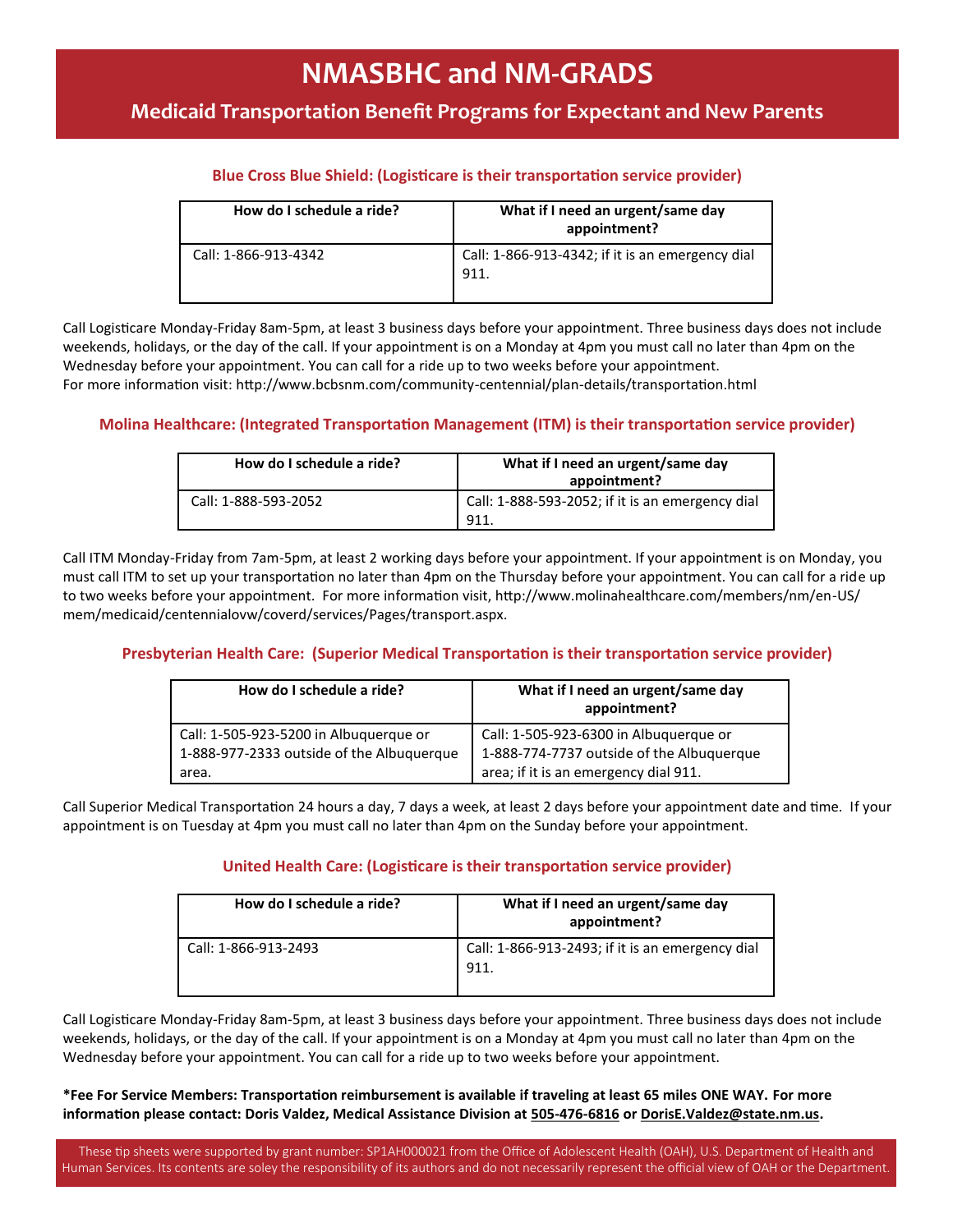# NMASBHC and NM-GRADS

## Medicaid Transportation Benefit Programs for Expectant and New Parents

### Blue Cross Blue Shield: (Logisticare is their transportation service provider)

| How do I schedule a ride? | What if I need an urgent/same day appointment? |
|---|---|
| Call: 1-866-913-4342 | Call: 1-866-913-4342; if it is an emergency dial 911. |

Call Logisticare Monday-Friday 8am-5pm, at least 3 business days before your appointment. Three business days does not include weekends, holidays, or the day of the call. If your appointment is on a Monday at 4pm you must call no later than 4pm on the Wednesday before your appointment. You can call for a ride up to two weeks before your appointment.
For more information visit: http://www.bcbsnm.com/community-centennial/plan-details/transportation.html

### Molina Healthcare: (Integrated Transportation Management (ITM) is their transportation service provider)

| How do I schedule a ride? | What if I need an urgent/same day appointment? |
|---|---|
| Call: 1-888-593-2052 | Call: 1-888-593-2052; if it is an emergency dial 911. |

Call ITM Monday-Friday from 7am-5pm, at least 2 working days before your appointment. If your appointment is on Monday, you must call ITM to set up your transportation no later than 4pm on the Thursday before your appointment. You can call for a ride up to two weeks before your appointment. For more information visit, http://www.molinahealthcare.com/members/nm/en-US/mem/medicaid/centennialovw/coverd/services/Pages/transport.aspx.

### Presbyterian Health Care: (Superior Medical Transportation is their transportation service provider)

| How do I schedule a ride? | What if I need an urgent/same day appointment? |
|---|---|
| Call: 1-505-923-5200 in Albuquerque or 1-888-977-2333 outside of the Albuquerque area. | Call: 1-505-923-6300 in Albuquerque or 1-888-774-7737 outside of the Albuquerque area; if it is an emergency dial 911. |

Call Superior Medical Transportation 24 hours a day, 7 days a week, at least 2 days before your appointment date and time. If your appointment is on Tuesday at 4pm you must call no later than 4pm on the Sunday before your appointment.

### United Health Care: (Logisticare is their transportation service provider)

| How do I schedule a ride? | What if I need an urgent/same day appointment? |
|---|---|
| Call: 1-866-913-2493 | Call: 1-866-913-2493; if it is an emergency dial 911. |

Call Logisticare Monday-Friday 8am-5pm, at least 3 business days before your appointment. Three business days does not include weekends, holidays, or the day of the call. If your appointment is on a Monday at 4pm you must call no later than 4pm on the Wednesday before your appointment. You can call for a ride up to two weeks before your appointment.

**\*Fee For Service Members: Transportation reimbursement is available if traveling at least 65 miles ONE WAY. For more information please contact: Doris Valdez, Medical Assistance Division at 505-476-6816 or DorisE.Valdez@state.nm.us.**

These tip sheets were supported by grant number: SP1AH000021 from the Office of Adolescent Health (OAH), U.S. Department of Health and Human Services. Its contents are soley the responsibility of its authors and do not necessarily represent the official view of OAH or the Department.